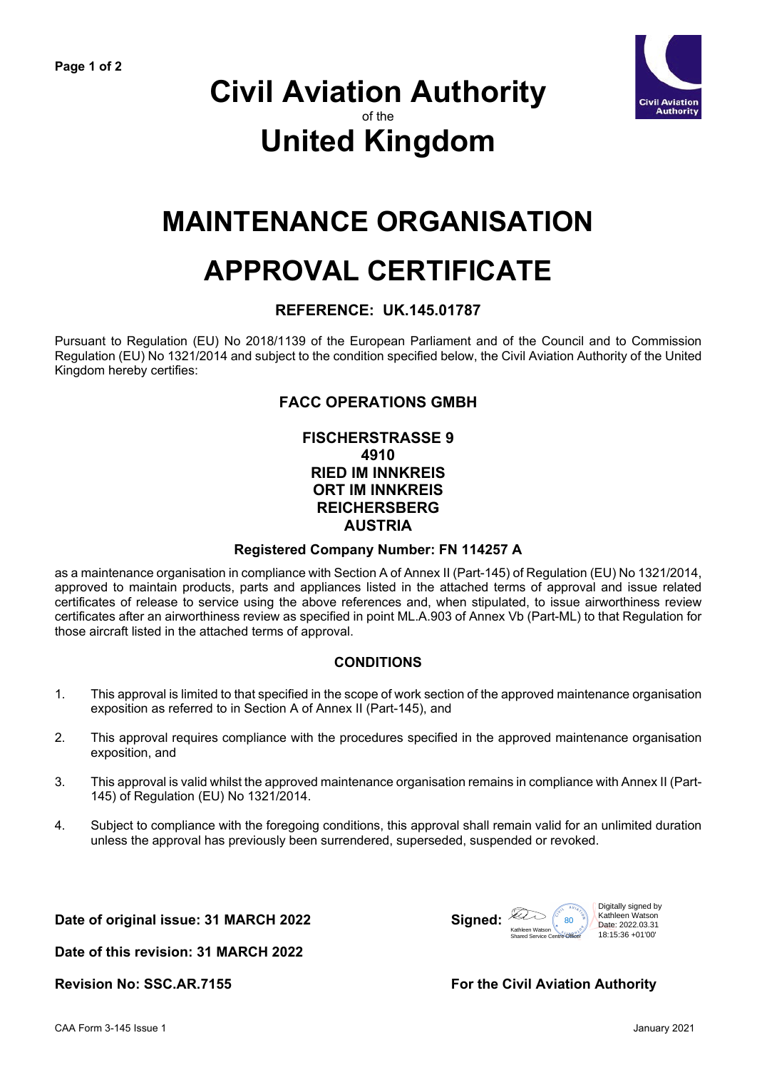# Civil Aviation Authority

of the

# United Kingdom

# MAINTENANCE ORGANISATION APPROVAL CERTIFICATE

### REFERENCE: UK.145.01787

Pursuant to Regulation (EU) No 2018/1139 of the European Parliament and of the Council and to Commission Regulation (EU) No 1321/2014 and subject to the condition specified below, the Civil Aviation Authority of the United Kingdom hereby certifies:

### FACC OPERATIONS GMBH

**FISCHERSTRASSE 9**
**4910**
**RIED IM INNKREIS**
**ORT IM INNKREIS**
**REICHERSBERG**
**AUSTRIA**

**Registered Company Number: FN 114257 A**

as a maintenance organisation in compliance with Section A of Annex II (Part-145) of Regulation (EU) No 1321/2014, approved to maintain products, parts and appliances listed in the attached terms of approval and issue related certificates of release to service using the above references and, when stipulated, to issue airworthiness review certificates after an airworthiness review as specified in point ML.A.903 of Annex Vb (Part-ML) to that Regulation for those aircraft listed in the attached terms of approval.

### CONDITIONS

1. This approval is limited to that specified in the scope of work section of the approved maintenance organisation exposition as referred to in Section A of Annex II (Part-145), and
2. This approval requires compliance with the procedures specified in the approved maintenance organisation exposition, and
3. This approval is valid whilst the approved maintenance organisation remains in compliance with Annex II (Part-145) of Regulation (EU) No 1321/2014.
4. Subject to compliance with the foregoing conditions, this approval shall remain valid for an unlimited duration unless the approval has previously been surrendered, superseded, suspended or revoked.

**Date of original issue: 31 MARCH 2022**

**Date of this revision: 31 MARCH 2022**

**Revision No: SSC.AR.7155**

**Signed:** Kathleen Watson, Shared Service Centre Officer

Digitally signed by Kathleen Watson Date: 2022.03.31 18:15:36 +01'00'

**For the Civil Aviation Authority**

CAA Form 3-145 Issue 1 January 2021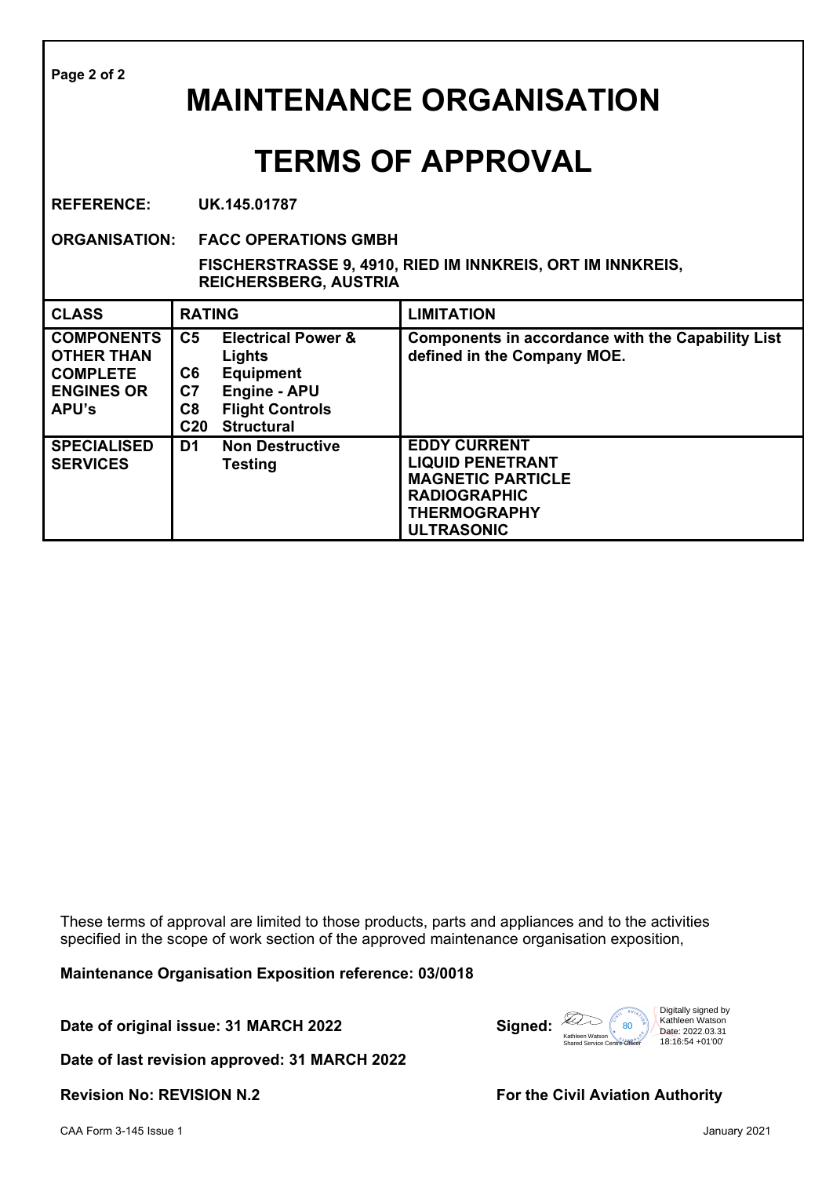# MAINTENANCE ORGANISATION

# TERMS OF APPROVAL

**REFERENCE:** **UK.145.01787**

**ORGANISATION:** **FACC OPERATIONS GMBH**

**FISCHERSTRASSE 9, 4910, RIED IM INNKREIS, ORT IM INNKREIS, REICHERSBERG, AUSTRIA**

| CLASS | RATING | LIMITATION |
|---|---|---|
| **COMPONENTS OTHER THAN COMPLETE ENGINES OR APU's** | **C5 Electrical Power & Lights**<br>**C6 Equipment**<br>**C7 Engine - APU**<br>**C8 Flight Controls**<br>**C20 Structural** | **Components in accordance with the Capability List defined in the Company MOE.** |
| **SPECIALISED SERVICES** | **D1 Non Destructive Testing** | **EDDY CURRENT**<br>**LIQUID PENETRANT**<br>**MAGNETIC PARTICLE**<br>**RADIOGRAPHIC**<br>**THERMOGRAPHY**<br>**ULTRASONIC** |

These terms of approval are limited to those products, parts and appliances and to the activities specified in the scope of work section of the approved maintenance organisation exposition,

**Maintenance Organisation Exposition reference: 03/0018**

**Date of original issue: 31 MARCH 2022**

**Signed:** Kathleen Watson, Shared Service Centre Officer — Digitally signed by Kathleen Watson Date: 2022.03.31 18:16:54 +01'00'

**Date of last revision approved: 31 MARCH 2022**

**Revision No: REVISION N.2**

**For the Civil Aviation Authority**

CAA Form 3-145 Issue 1 — January 2021